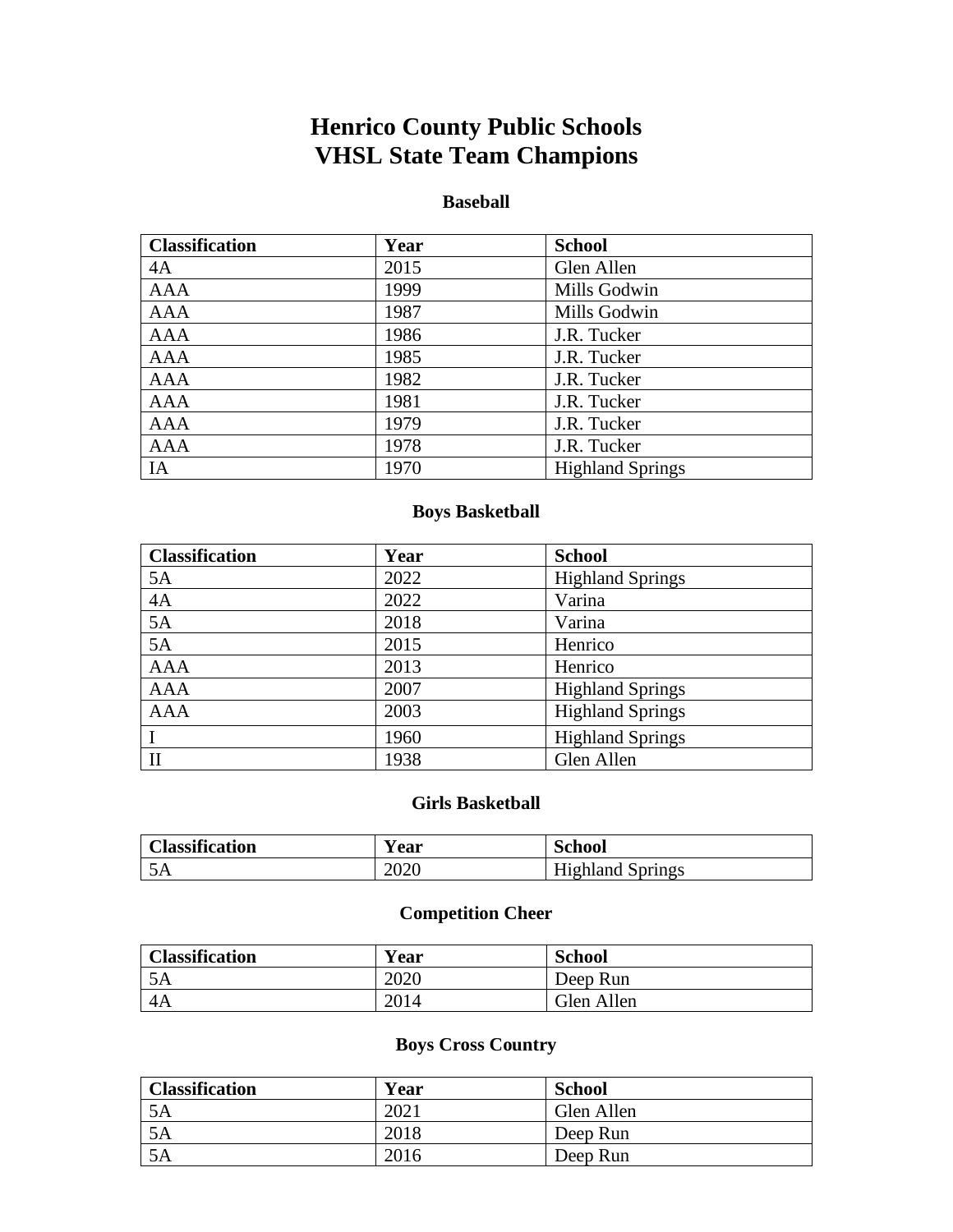# Henrico County Public Schools
# VHSL State Team Champions

### Baseball

| Classification | Year | School |
|---|---|---|
| 4A | 2015 | Glen Allen |
| AAA | 1999 | Mills Godwin |
| AAA | 1987 | Mills Godwin |
| AAA | 1986 | J.R. Tucker |
| AAA | 1985 | J.R. Tucker |
| AAA | 1982 | J.R. Tucker |
| AAA | 1981 | J.R. Tucker |
| AAA | 1979 | J.R. Tucker |
| AAA | 1978 | J.R. Tucker |
| IA | 1970 | Highland Springs |

### Boys Basketball

| Classification | Year | School |
|---|---|---|
| 5A | 2022 | Highland Springs |
| 4A | 2022 | Varina |
| 5A | 2018 | Varina |
| 5A | 2015 | Henrico |
| AAA | 2013 | Henrico |
| AAA | 2007 | Highland Springs |
| AAA | 2003 | Highland Springs |
| I | 1960 | Highland Springs |
| II | 1938 | Glen Allen |

### Girls Basketball

| Classification | Year | School |
|---|---|---|
| 5A | 2020 | Highland Springs |

### Competition Cheer

| Classification | Year | School |
|---|---|---|
| 5A | 2020 | Deep Run |
| 4A | 2014 | Glen Allen |

### Boys Cross Country

| Classification | Year | School |
|---|---|---|
| 5A | 2021 | Glen Allen |
| 5A | 2018 | Deep Run |
| 5A | 2016 | Deep Run |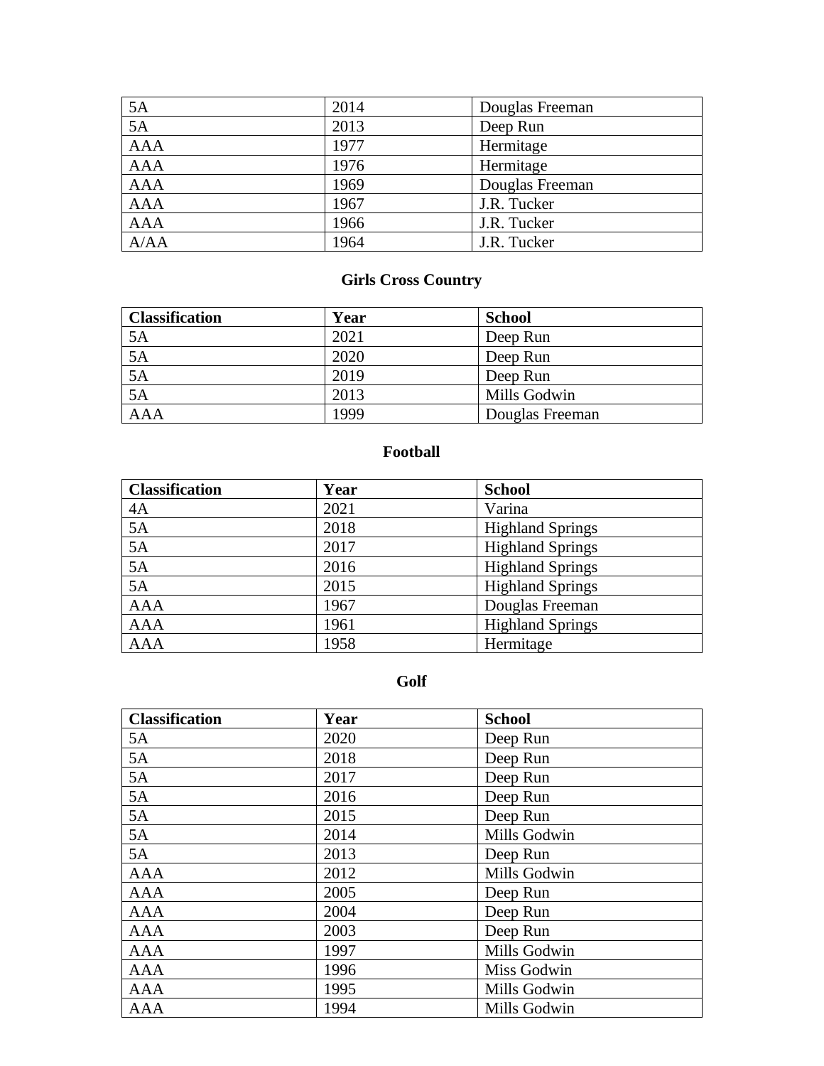| 5A | 2014 | Douglas Freeman |
|---|---|---|
| 5A | 2013 | Deep Run |
| AAA | 1977 | Hermitage |
| AAA | 1976 | Hermitage |
| AAA | 1969 | Douglas Freeman |
| AAA | 1967 | J.R. Tucker |
| AAA | 1966 | J.R. Tucker |
| A/AA | 1964 | J.R. Tucker |

### Girls Cross Country

| Classification | Year | School |
|---|---|---|
| 5A | 2021 | Deep Run |
| 5A | 2020 | Deep Run |
| 5A | 2019 | Deep Run |
| 5A | 2013 | Mills Godwin |
| AAA | 1999 | Douglas Freeman |

### Football

| Classification | Year | School |
|---|---|---|
| 4A | 2021 | Varina |
| 5A | 2018 | Highland Springs |
| 5A | 2017 | Highland Springs |
| 5A | 2016 | Highland Springs |
| 5A | 2015 | Highland Springs |
| AAA | 1967 | Douglas Freeman |
| AAA | 1961 | Highland Springs |
| AAA | 1958 | Hermitage |

### Golf

| Classification | Year | School |
|---|---|---|
| 5A | 2020 | Deep Run |
| 5A | 2018 | Deep Run |
| 5A | 2017 | Deep Run |
| 5A | 2016 | Deep Run |
| 5A | 2015 | Deep Run |
| 5A | 2014 | Mills Godwin |
| 5A | 2013 | Deep Run |
| AAA | 2012 | Mills Godwin |
| AAA | 2005 | Deep Run |
| AAA | 2004 | Deep Run |
| AAA | 2003 | Deep Run |
| AAA | 1997 | Mills Godwin |
| AAA | 1996 | Miss Godwin |
| AAA | 1995 | Mills Godwin |
| AAA | 1994 | Mills Godwin |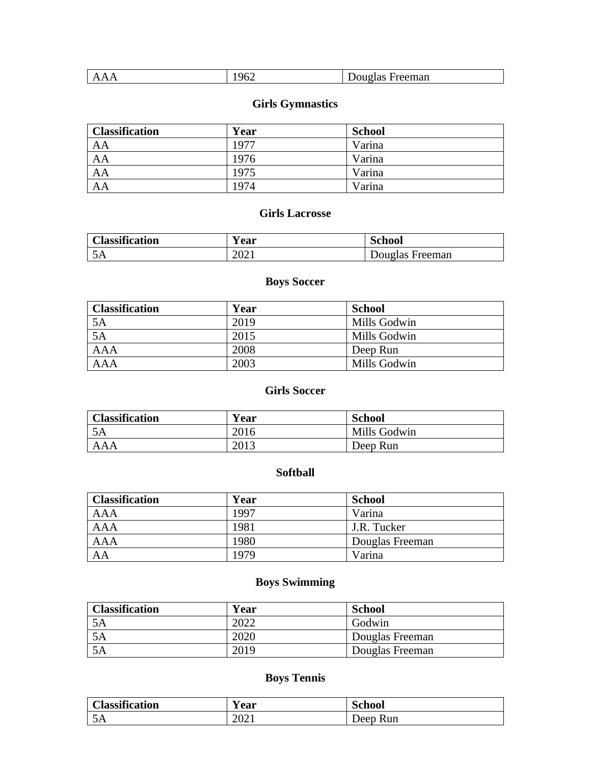| AAA | 1962 | Douglas Freeman |
|---|---|---|

### Girls Gymnastics

| Classification | Year | School |
|---|---|---|
| AA | 1977 | Varina |
| AA | 1976 | Varina |
| AA | 1975 | Varina |
| AA | 1974 | Varina |

### Girls Lacrosse

| Classification | Year | School |
|---|---|---|
| 5A | 2021 | Douglas Freeman |

### Boys Soccer

| Classification | Year | School |
|---|---|---|
| 5A | 2019 | Mills Godwin |
| 5A | 2015 | Mills Godwin |
| AAA | 2008 | Deep Run |
| AAA | 2003 | Mills Godwin |

### Girls Soccer

| Classification | Year | School |
|---|---|---|
| 5A | 2016 | Mills Godwin |
| AAA | 2013 | Deep Run |

### Softball

| Classification | Year | School |
|---|---|---|
| AAA | 1997 | Varina |
| AAA | 1981 | J.R. Tucker |
| AAA | 1980 | Douglas Freeman |
| AA | 1979 | Varina |

### Boys Swimming

| Classification | Year | School |
|---|---|---|
| 5A | 2022 | Godwin |
| 5A | 2020 | Douglas Freeman |
| 5A | 2019 | Douglas Freeman |

### Boys Tennis

| Classification | Year | School |
|---|---|---|
| 5A | 2021 | Deep Run |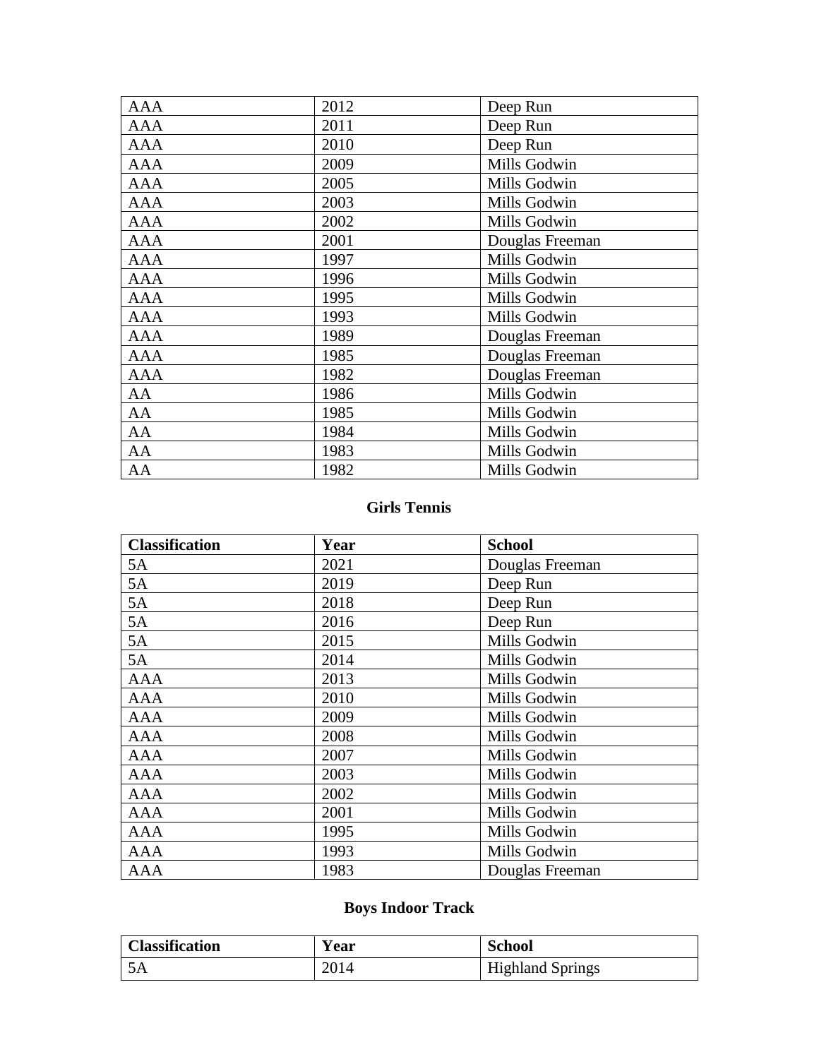| | | |
|---|---|---|
| AAA | 2012 | Deep Run |
| AAA | 2011 | Deep Run |
| AAA | 2010 | Deep Run |
| AAA | 2009 | Mills Godwin |
| AAA | 2005 | Mills Godwin |
| AAA | 2003 | Mills Godwin |
| AAA | 2002 | Mills Godwin |
| AAA | 2001 | Douglas Freeman |
| AAA | 1997 | Mills Godwin |
| AAA | 1996 | Mills Godwin |
| AAA | 1995 | Mills Godwin |
| AAA | 1993 | Mills Godwin |
| AAA | 1989 | Douglas Freeman |
| AAA | 1985 | Douglas Freeman |
| AAA | 1982 | Douglas Freeman |
| AA | 1986 | Mills Godwin |
| AA | 1985 | Mills Godwin |
| AA | 1984 | Mills Godwin |
| AA | 1983 | Mills Godwin |
| AA | 1982 | Mills Godwin |

## Girls Tennis

| Classification | Year | School |
|---|---|---|
| 5A | 2021 | Douglas Freeman |
| 5A | 2019 | Deep Run |
| 5A | 2018 | Deep Run |
| 5A | 2016 | Deep Run |
| 5A | 2015 | Mills Godwin |
| 5A | 2014 | Mills Godwin |
| AAA | 2013 | Mills Godwin |
| AAA | 2010 | Mills Godwin |
| AAA | 2009 | Mills Godwin |
| AAA | 2008 | Mills Godwin |
| AAA | 2007 | Mills Godwin |
| AAA | 2003 | Mills Godwin |
| AAA | 2002 | Mills Godwin |
| AAA | 2001 | Mills Godwin |
| AAA | 1995 | Mills Godwin |
| AAA | 1993 | Mills Godwin |
| AAA | 1983 | Douglas Freeman |

## Boys Indoor Track

| Classification | Year | School |
|---|---|---|
| 5A | 2014 | Highland Springs |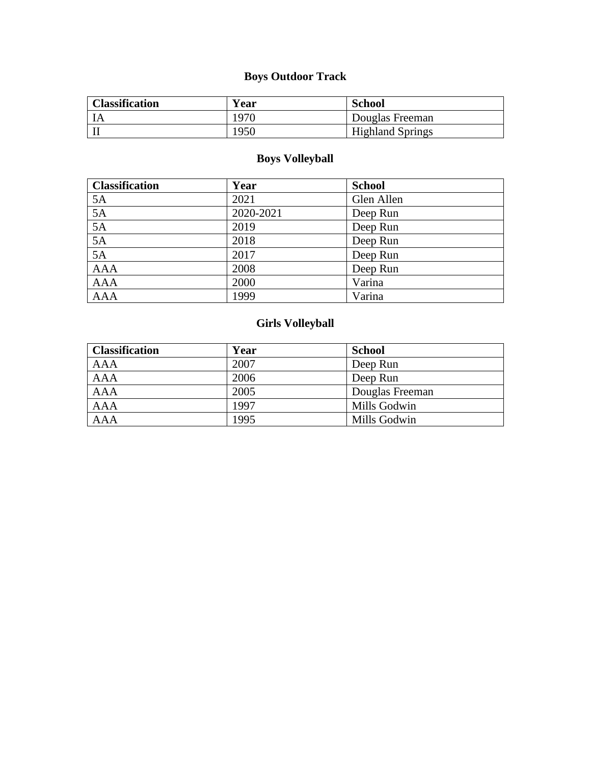## Boys Outdoor Track

| Classification | Year | School |
| --- | --- | --- |
| IA | 1970 | Douglas Freeman |
| II | 1950 | Highland Springs |

## Boys Volleyball

| Classification | Year | School |
| --- | --- | --- |
| 5A | 2021 | Glen Allen |
| 5A | 2020-2021 | Deep Run |
| 5A | 2019 | Deep Run |
| 5A | 2018 | Deep Run |
| 5A | 2017 | Deep Run |
| AAA | 2008 | Deep Run |
| AAA | 2000 | Varina |
| AAA | 1999 | Varina |

## Girls Volleyball

| Classification | Year | School |
| --- | --- | --- |
| AAA | 2007 | Deep Run |
| AAA | 2006 | Deep Run |
| AAA | 2005 | Douglas Freeman |
| AAA | 1997 | Mills Godwin |
| AAA | 1995 | Mills Godwin |